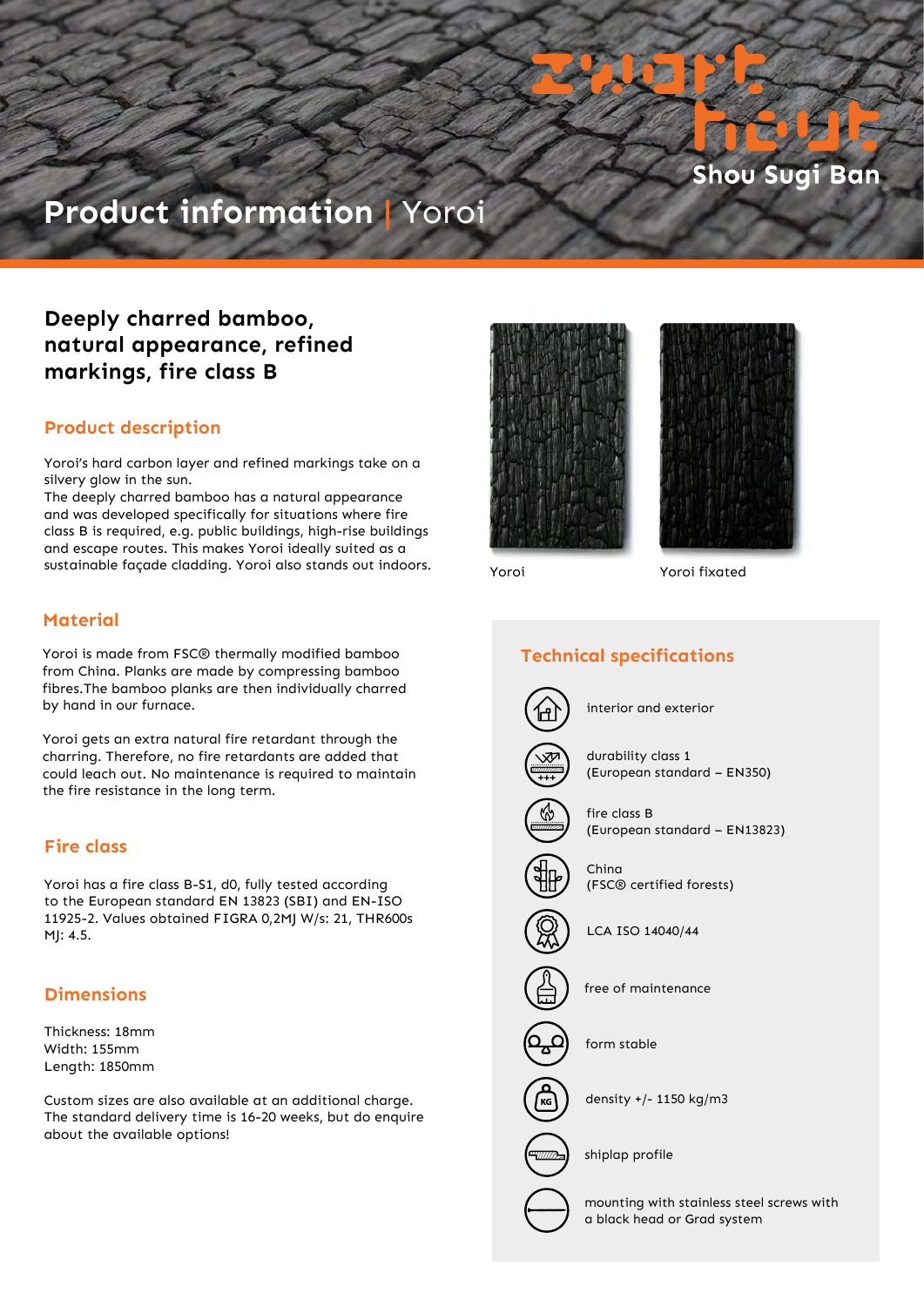Shou Sugi Ban

# Product information | Yoroi

## Deeply charred bamboo, natural appearance, refined markings, fire class B

### Product description

Yoroi's hard carbon layer and refined markings take on a silvery glow in the sun.
The deeply charred bamboo has a natural appearance and was developed specifically for situations where fire class B is required, e.g. public buildings, high-rise buildings and escape routes. This makes Yoroi ideally suited as a sustainable façade cladding. Yoroi also stands out indoors.

Yoroi

Yoroi fixated

### Material

Yoroi is made from FSC® thermally modified bamboo from China. Planks are made by compressing bamboo fibres.The bamboo planks are then individually charred by hand in our furnace.

Yoroi gets an extra natural fire retardant through the charring. Therefore, no fire retardants are added that could leach out. No maintenance is required to maintain the fire resistance in the long term.

### Fire class

Yoroi has a fire class B-S1, d0, fully tested according to the European standard EN 13823 (SBI) and EN-ISO 11925-2. Values obtained FIGRA 0,2MJ W/s: 21, THR600s MJ: 4.5.

### Dimensions

Thickness: 18mm
Width: 155mm
Length: 1850mm

Custom sizes are also available at an additional charge. The standard delivery time is 16-20 weeks, but do enquire about the available options!

### Technical specifications

- interior and exterior
- durability class 1 (European standard – EN350)
- fire class B (European standard – EN13823)
- China (FSC® certified forests)
- LCA ISO 14040/44
- free of maintenance
- form stable
- density +/- 1150 kg/m3
- shiplap profile
- mounting with stainless steel screws with a black head or Grad system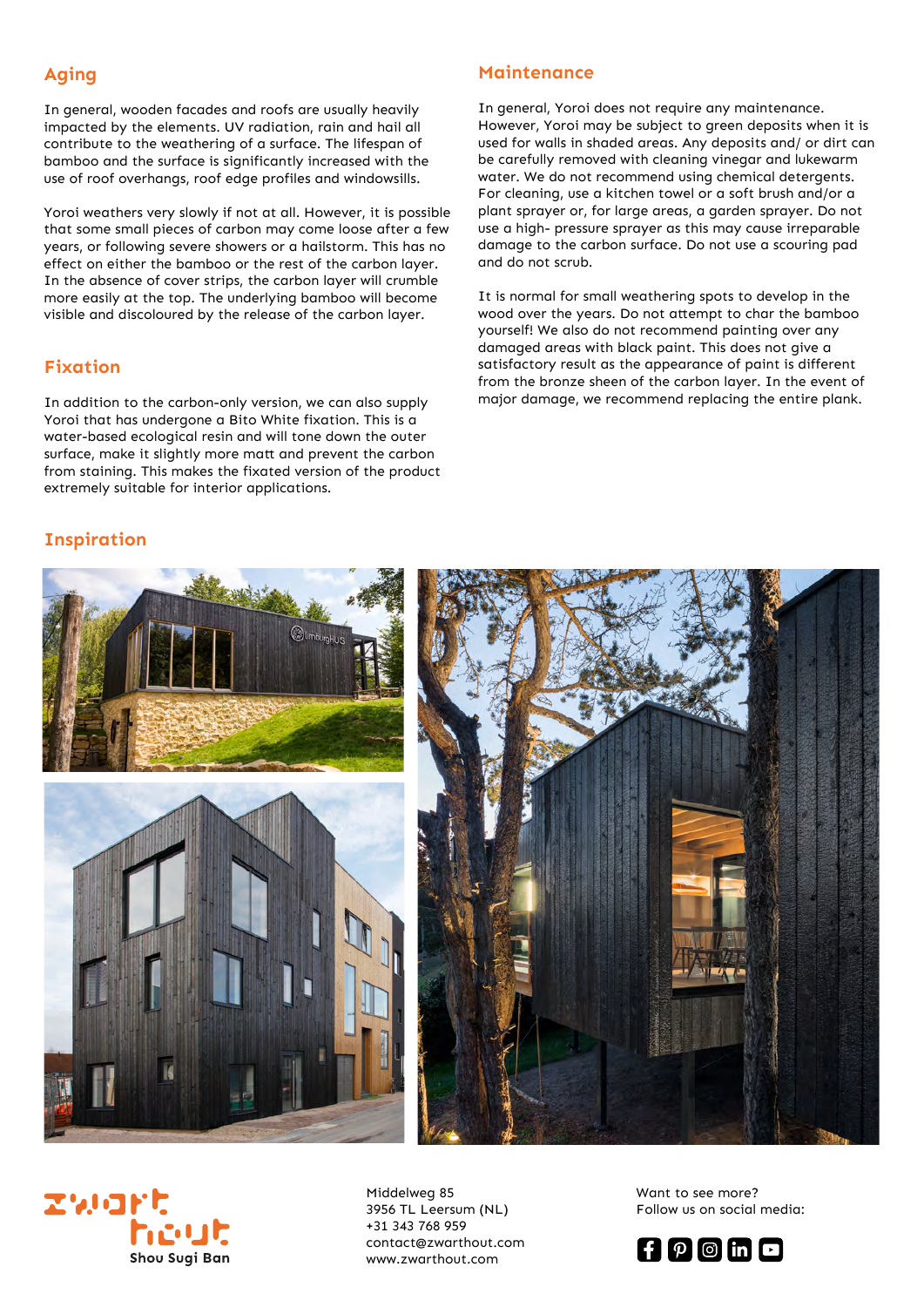## Aging

In general, wooden facades and roofs are usually heavily impacted by the elements. UV radiation, rain and hail all contribute to the weathering of a surface. The lifespan of bamboo and the surface is significantly increased with the use of roof overhangs, roof edge profiles and windowsills.

Yoroi weathers very slowly if not at all. However, it is possible that some small pieces of carbon may come loose after a few years, or following severe showers or a hailstorm. This has no effect on either the bamboo or the rest of the carbon layer. In the absence of cover strips, the carbon layer will crumble more easily at the top. The underlying bamboo will become visible and discoloured by the release of the carbon layer.

## Fixation

In addition to the carbon-only version, we can also supply Yoroi that has undergone a Bito White fixation. This is a water-based ecological resin and will tone down the outer surface, make it slightly more matt and prevent the carbon from staining. This makes the fixated version of the product extremely suitable for interior applications.

## Maintenance

In general, Yoroi does not require any maintenance. However, Yoroi may be subject to green deposits when it is used for walls in shaded areas. Any deposits and/ or dirt can be carefully removed with cleaning vinegar and lukewarm water. We do not recommend using chemical detergents. For cleaning, use a kitchen towel or a soft brush and/or a plant sprayer or, for large areas, a garden sprayer. Do not use a high- pressure sprayer as this may cause irreparable damage to the carbon surface. Do not use a scouring pad and do not scrub.

It is normal for small weathering spots to develop in the wood over the years. Do not attempt to char the bamboo yourself! We also do not recommend painting over any damaged areas with black paint. This does not give a satisfactory result as the appearance of paint is different from the bronze sheen of the carbon layer. In the event of major damage, we recommend replacing the entire plank.

## Inspiration

zwart hout
Shou Sugi Ban

Middelweg 85
3956 TL Leersum (NL)
+31 343 768 959
contact@zwarthout.com
www.zwarthout.com

Want to see more?
Follow us on social media: